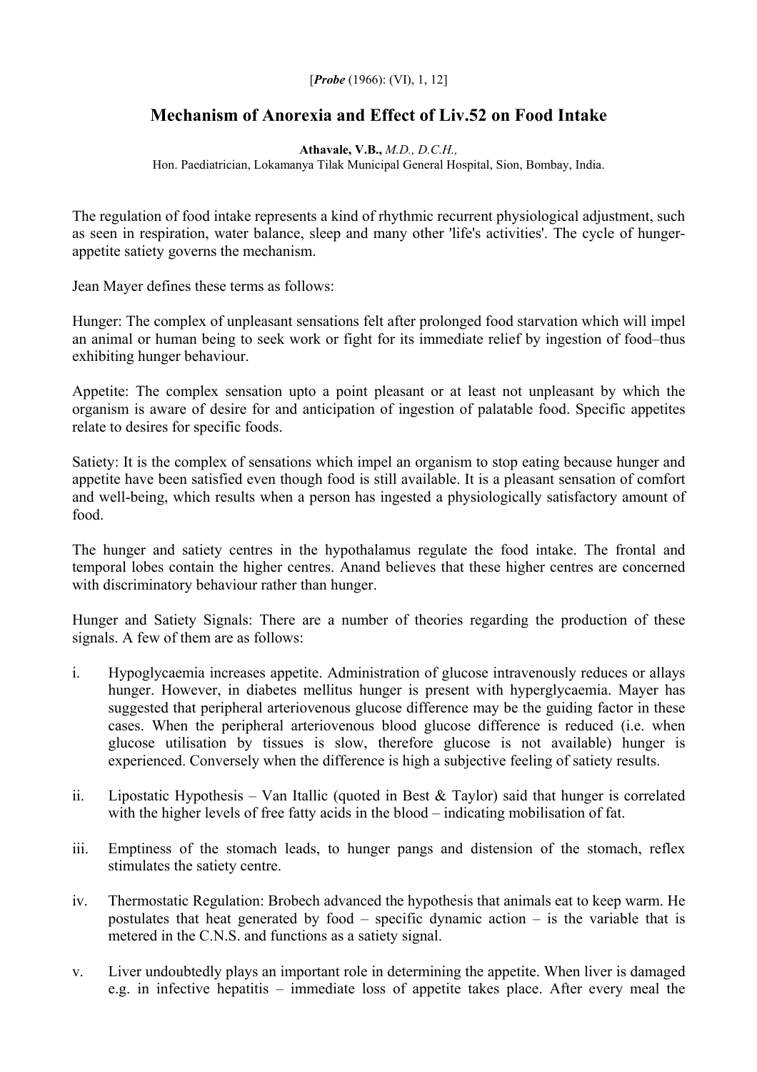[*Probe* (1966): (VI), 1, 12]

# Mechanism of Anorexia and Effect of Liv.52 on Food Intake

**Athavale, V.B.,** *M.D., D.C.H.,*
Hon. Paediatrician, Lokamanya Tilak Municipal General Hospital, Sion, Bombay, India.

The regulation of food intake represents a kind of rhythmic recurrent physiological adjustment, such as seen in respiration, water balance, sleep and many other 'life's activities'. The cycle of hunger-appetite satiety governs the mechanism.

Jean Mayer defines these terms as follows:

Hunger: The complex of unpleasant sensations felt after prolonged food starvation which will impel an animal or human being to seek work or fight for its immediate relief by ingestion of food–thus exhibiting hunger behaviour.

Appetite: The complex sensation upto a point pleasant or at least not unpleasant by which the organism is aware of desire for and anticipation of ingestion of palatable food. Specific appetites relate to desires for specific foods.

Satiety: It is the complex of sensations which impel an organism to stop eating because hunger and appetite have been satisfied even though food is still available. It is a pleasant sensation of comfort and well-being, which results when a person has ingested a physiologically satisfactory amount of food.

The hunger and satiety centres in the hypothalamus regulate the food intake. The frontal and temporal lobes contain the higher centres. Anand believes that these higher centres are concerned with discriminatory behaviour rather than hunger.

Hunger and Satiety Signals: There are a number of theories regarding the production of these signals. A few of them are as follows:

i. Hypoglycaemia increases appetite. Administration of glucose intravenously reduces or allays hunger. However, in diabetes mellitus hunger is present with hyperglycaemia. Mayer has suggested that peripheral arteriovenous glucose difference may be the guiding factor in these cases. When the peripheral arteriovenous blood glucose difference is reduced (i.e. when glucose utilisation by tissues is slow, therefore glucose is not available) hunger is experienced. Conversely when the difference is high a subjective feeling of satiety results.

ii. Lipostatic Hypothesis – Van Itallic (quoted in Best & Taylor) said that hunger is correlated with the higher levels of free fatty acids in the blood – indicating mobilisation of fat.

iii. Emptiness of the stomach leads, to hunger pangs and distension of the stomach, reflex stimulates the satiety centre.

iv. Thermostatic Regulation: Brobech advanced the hypothesis that animals eat to keep warm. He postulates that heat generated by food – specific dynamic action – is the variable that is metered in the C.N.S. and functions as a satiety signal.

v. Liver undoubtedly plays an important role in determining the appetite. When liver is damaged e.g. in infective hepatitis – immediate loss of appetite takes place. After every meal the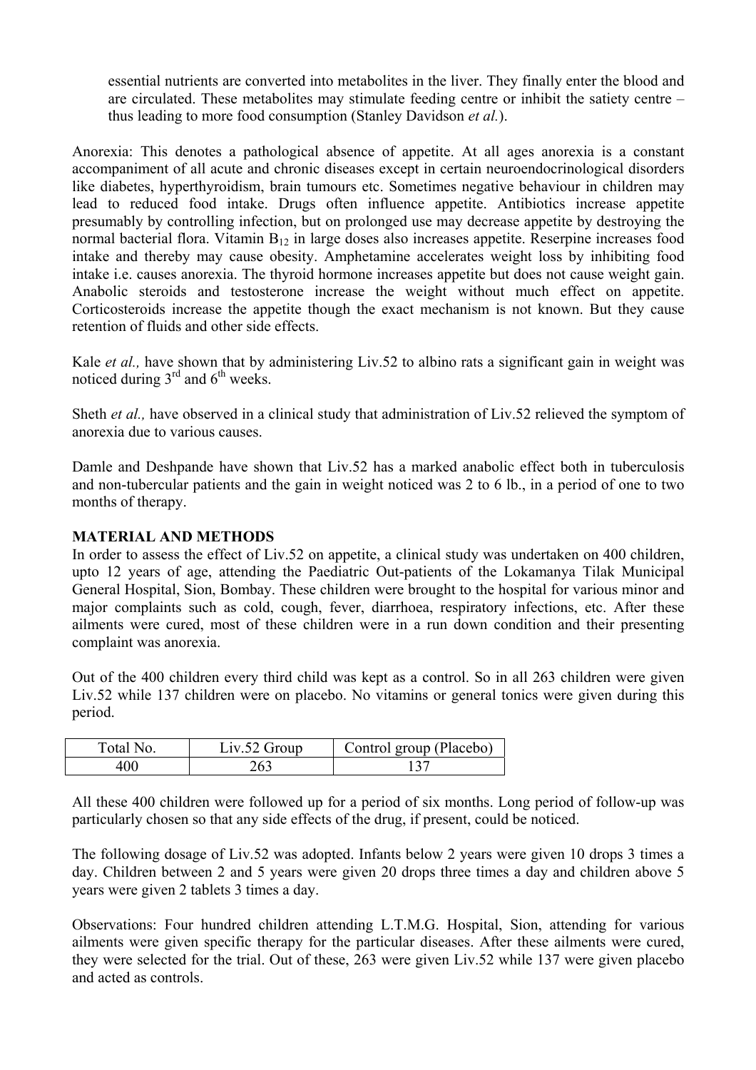essential nutrients are converted into metabolites in the liver. They finally enter the blood and are circulated. These metabolites may stimulate feeding centre or inhibit the satiety centre – thus leading to more food consumption (Stanley Davidson *et al.*).

Anorexia: This denotes a pathological absence of appetite. At all ages anorexia is a constant accompaniment of all acute and chronic diseases except in certain neuroendocrinological disorders like diabetes, hyperthyroidism, brain tumours etc. Sometimes negative behaviour in children may lead to reduced food intake. Drugs often influence appetite. Antibiotics increase appetite presumably by controlling infection, but on prolonged use may decrease appetite by destroying the normal bacterial flora. Vitamin $B_{12}$ in large doses also increases appetite. Reserpine increases food intake and thereby may cause obesity. Amphetamine accelerates weight loss by inhibiting food intake i.e. causes anorexia. The thyroid hormone increases appetite but does not cause weight gain. Anabolic steroids and testosterone increase the weight without much effect on appetite. Corticosteroids increase the appetite though the exact mechanism is not known. But they cause retention of fluids and other side effects.

Kale *et al.,* have shown that by administering Liv.52 to albino rats a significant gain in weight was noticed during 3rd and 6th weeks.

Sheth *et al.,* have observed in a clinical study that administration of Liv.52 relieved the symptom of anorexia due to various causes.

Damle and Deshpande have shown that Liv.52 has a marked anabolic effect both in tuberculosis and non-tubercular patients and the gain in weight noticed was 2 to 6 lb., in a period of one to two months of therapy.

**MATERIAL AND METHODS**

In order to assess the effect of Liv.52 on appetite, a clinical study was undertaken on 400 children, upto 12 years of age, attending the Paediatric Out-patients of the Lokamanya Tilak Municipal General Hospital, Sion, Bombay. These children were brought to the hospital for various minor and major complaints such as cold, cough, fever, diarrhoea, respiratory infections, etc. After these ailments were cured, most of these children were in a run down condition and their presenting complaint was anorexia.

Out of the 400 children every third child was kept as a control. So in all 263 children were given Liv.52 while 137 children were on placebo. No vitamins or general tonics were given during this period.

| Total No. | Liv.52 Group | Control group (Placebo) |
|---|---|---|
| 400 | 263 | 137 |

All these 400 children were followed up for a period of six months. Long period of follow-up was particularly chosen so that any side effects of the drug, if present, could be noticed.

The following dosage of Liv.52 was adopted. Infants below 2 years were given 10 drops 3 times a day. Children between 2 and 5 years were given 20 drops three times a day and children above 5 years were given 2 tablets 3 times a day.

Observations: Four hundred children attending L.T.M.G. Hospital, Sion, attending for various ailments were given specific therapy for the particular diseases. After these ailments were cured, they were selected for the trial. Out of these, 263 were given Liv.52 while 137 were given placebo and acted as controls.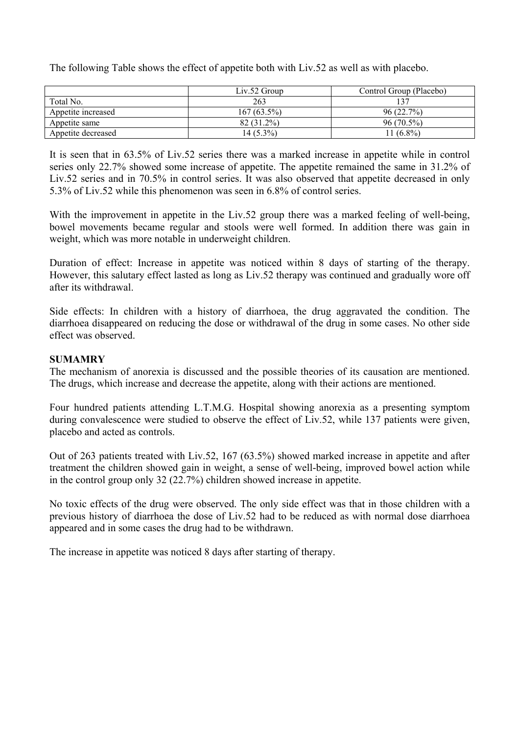The following Table shows the effect of appetite both with Liv.52 as well as with placebo.

| | Liv.52 Group | Control Group (Placebo) |
|---|---|---|
| Total No. | 263 | 137 |
| Appetite increased | 167 (63.5%) | 96 (22.7%) |
| Appetite same | 82 (31.2%) | 96 (70.5%) |
| Appetite decreased | 14 (5.3%) | 11 (6.8%) |

It is seen that in 63.5% of Liv.52 series there was a marked increase in appetite while in control series only 22.7% showed some increase of appetite. The appetite remained the same in 31.2% of Liv.52 series and in 70.5% in control series. It was also observed that appetite decreased in only 5.3% of Liv.52 while this phenomenon was seen in 6.8% of control series.

With the improvement in appetite in the Liv.52 group there was a marked feeling of well-being, bowel movements became regular and stools were well formed. In addition there was gain in weight, which was more notable in underweight children.

Duration of effect: Increase in appetite was noticed within 8 days of starting of the therapy. However, this salutary effect lasted as long as Liv.52 therapy was continued and gradually wore off after its withdrawal.

Side effects: In children with a history of diarrhoea, the drug aggravated the condition. The diarrhoea disappeared on reducing the dose or withdrawal of the drug in some cases. No other side effect was observed.

**SUMAMRY**

The mechanism of anorexia is discussed and the possible theories of its causation are mentioned. The drugs, which increase and decrease the appetite, along with their actions are mentioned.

Four hundred patients attending L.T.M.G. Hospital showing anorexia as a presenting symptom during convalescence were studied to observe the effect of Liv.52, while 137 patients were given, placebo and acted as controls.

Out of 263 patients treated with Liv.52, 167 (63.5%) showed marked increase in appetite and after treatment the children showed gain in weight, a sense of well-being, improved bowel action while in the control group only 32 (22.7%) children showed increase in appetite.

No toxic effects of the drug were observed. The only side effect was that in those children with a previous history of diarrhoea the dose of Liv.52 had to be reduced as with normal dose diarrhoea appeared and in some cases the drug had to be withdrawn.

The increase in appetite was noticed 8 days after starting of therapy.